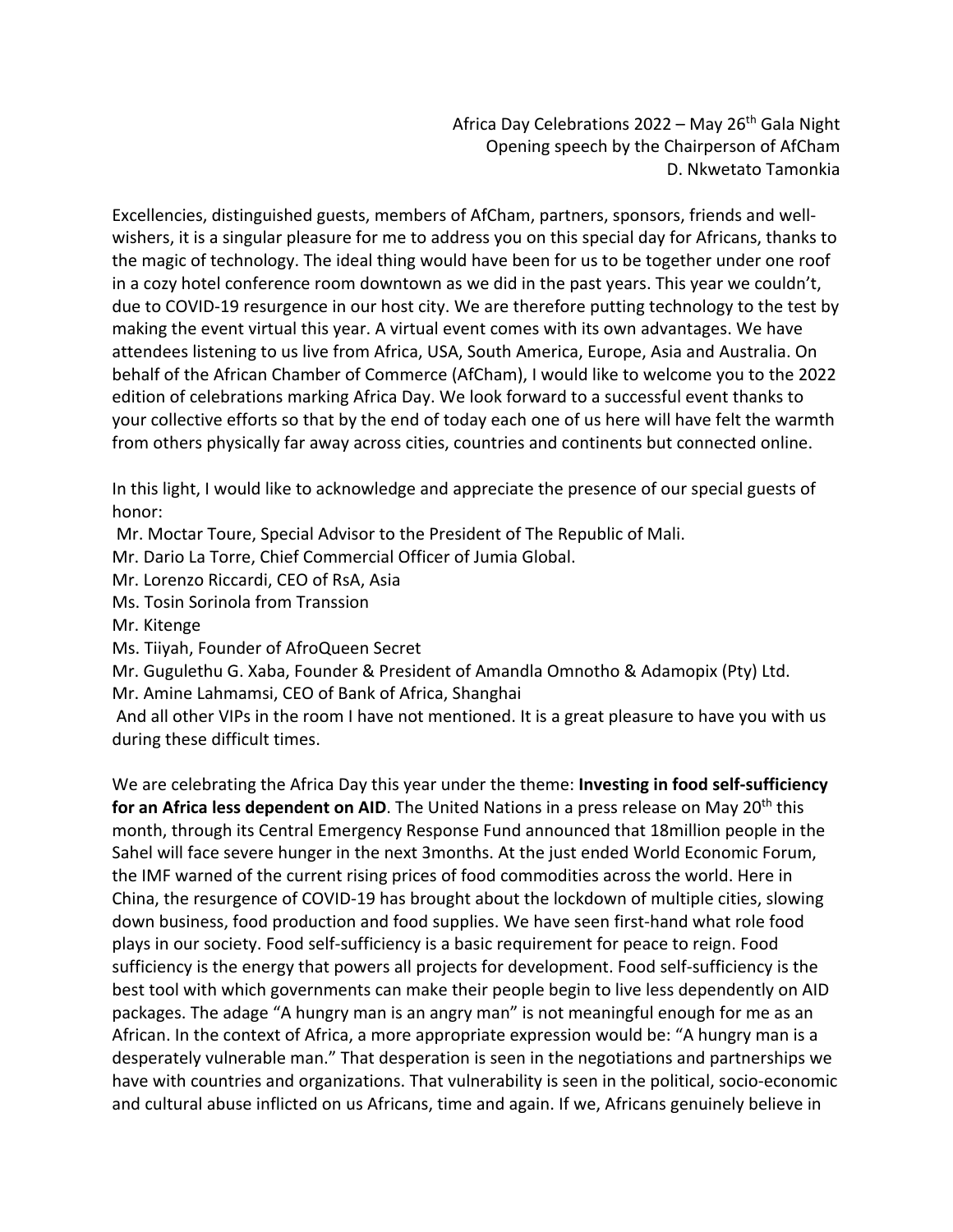Africa Day Celebrations 2022 – May 26th Gala Night
Opening speech by the Chairperson of AfCham
D. Nkwetato Tamonkia

Excellencies, distinguished guests, members of AfCham, partners, sponsors, friends and well-wishers, it is a singular pleasure for me to address you on this special day for Africans, thanks to the magic of technology. The ideal thing would have been for us to be together under one roof in a cozy hotel conference room downtown as we did in the past years. This year we couldn't, due to COVID-19 resurgence in our host city. We are therefore putting technology to the test by making the event virtual this year. A virtual event comes with its own advantages. We have attendees listening to us live from Africa, USA, South America, Europe, Asia and Australia. On behalf of the African Chamber of Commerce (AfCham), I would like to welcome you to the 2022 edition of celebrations marking Africa Day. We look forward to a successful event thanks to your collective efforts so that by the end of today each one of us here will have felt the warmth from others physically far away across cities, countries and continents but connected online.

In this light, I would like to acknowledge and appreciate the presence of our special guests of honor:

Mr. Moctar Toure, Special Advisor to the President of The Republic of Mali.
Mr. Dario La Torre, Chief Commercial Officer of Jumia Global.
Mr. Lorenzo Riccardi, CEO of RsA, Asia
Ms. Tosin Sorinola from Transsion
Mr. Kitenge
Ms. Tiiyah, Founder of AfroQueen Secret
Mr. Gugulethu G. Xaba, Founder & President of Amandla Omnotho & Adamopix (Pty) Ltd.
Mr. Amine Lahmamsi, CEO of Bank of Africa, Shanghai
And all other VIPs in the room I have not mentioned. It is a great pleasure to have you with us during these difficult times.

We are celebrating the Africa Day this year under the theme: **Investing in food self-sufficiency for an Africa less dependent on AID**. The United Nations in a press release on May 20th this month, through its Central Emergency Response Fund announced that 18million people in the Sahel will face severe hunger in the next 3months. At the just ended World Economic Forum, the IMF warned of the current rising prices of food commodities across the world. Here in China, the resurgence of COVID-19 has brought about the lockdown of multiple cities, slowing down business, food production and food supplies. We have seen first-hand what role food plays in our society. Food self-sufficiency is a basic requirement for peace to reign. Food sufficiency is the energy that powers all projects for development. Food self-sufficiency is the best tool with which governments can make their people begin to live less dependently on AID packages. The adage "A hungry man is an angry man" is not meaningful enough for me as an African. In the context of Africa, a more appropriate expression would be: "A hungry man is a desperately vulnerable man." That desperation is seen in the negotiations and partnerships we have with countries and organizations. That vulnerability is seen in the political, socio-economic and cultural abuse inflicted on us Africans, time and again. If we, Africans genuinely believe in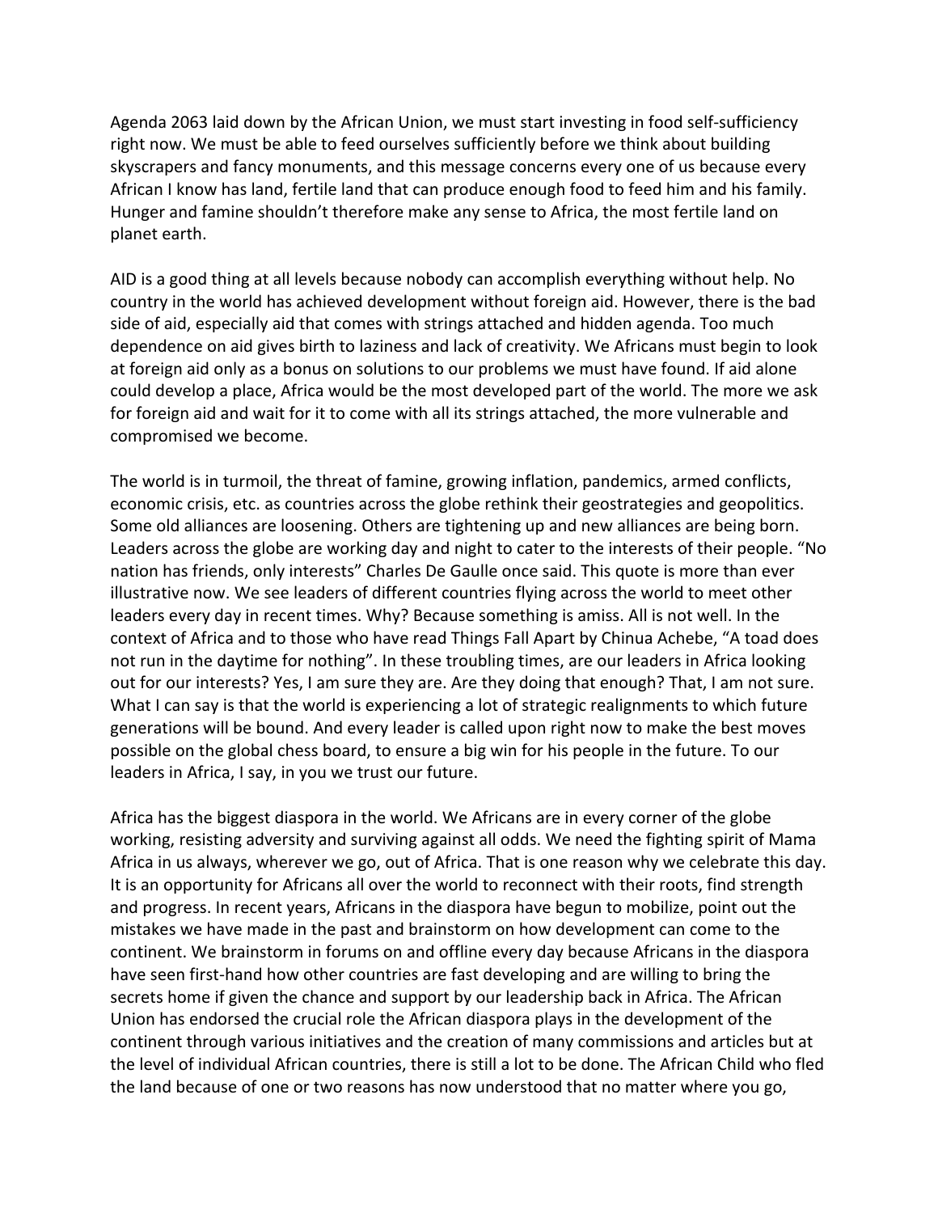Agenda 2063 laid down by the African Union, we must start investing in food self-sufficiency right now. We must be able to feed ourselves sufficiently before we think about building skyscrapers and fancy monuments, and this message concerns every one of us because every African I know has land, fertile land that can produce enough food to feed him and his family. Hunger and famine shouldn't therefore make any sense to Africa, the most fertile land on planet earth.

AID is a good thing at all levels because nobody can accomplish everything without help. No country in the world has achieved development without foreign aid. However, there is the bad side of aid, especially aid that comes with strings attached and hidden agenda. Too much dependence on aid gives birth to laziness and lack of creativity. We Africans must begin to look at foreign aid only as a bonus on solutions to our problems we must have found. If aid alone could develop a place, Africa would be the most developed part of the world. The more we ask for foreign aid and wait for it to come with all its strings attached, the more vulnerable and compromised we become.

The world is in turmoil, the threat of famine, growing inflation, pandemics, armed conflicts, economic crisis, etc. as countries across the globe rethink their geostrategies and geopolitics. Some old alliances are loosening. Others are tightening up and new alliances are being born. Leaders across the globe are working day and night to cater to the interests of their people. "No nation has friends, only interests" Charles De Gaulle once said. This quote is more than ever illustrative now. We see leaders of different countries flying across the world to meet other leaders every day in recent times. Why? Because something is amiss. All is not well. In the context of Africa and to those who have read Things Fall Apart by Chinua Achebe, "A toad does not run in the daytime for nothing". In these troubling times, are our leaders in Africa looking out for our interests? Yes, I am sure they are. Are they doing that enough? That, I am not sure. What I can say is that the world is experiencing a lot of strategic realignments to which future generations will be bound. And every leader is called upon right now to make the best moves possible on the global chess board, to ensure a big win for his people in the future. To our leaders in Africa, I say, in you we trust our future.

Africa has the biggest diaspora in the world. We Africans are in every corner of the globe working, resisting adversity and surviving against all odds. We need the fighting spirit of Mama Africa in us always, wherever we go, out of Africa. That is one reason why we celebrate this day. It is an opportunity for Africans all over the world to reconnect with their roots, find strength and progress. In recent years, Africans in the diaspora have begun to mobilize, point out the mistakes we have made in the past and brainstorm on how development can come to the continent. We brainstorm in forums on and offline every day because Africans in the diaspora have seen first-hand how other countries are fast developing and are willing to bring the secrets home if given the chance and support by our leadership back in Africa. The African Union has endorsed the crucial role the African diaspora plays in the development of the continent through various initiatives and the creation of many commissions and articles but at the level of individual African countries, there is still a lot to be done. The African Child who fled the land because of one or two reasons has now understood that no matter where you go,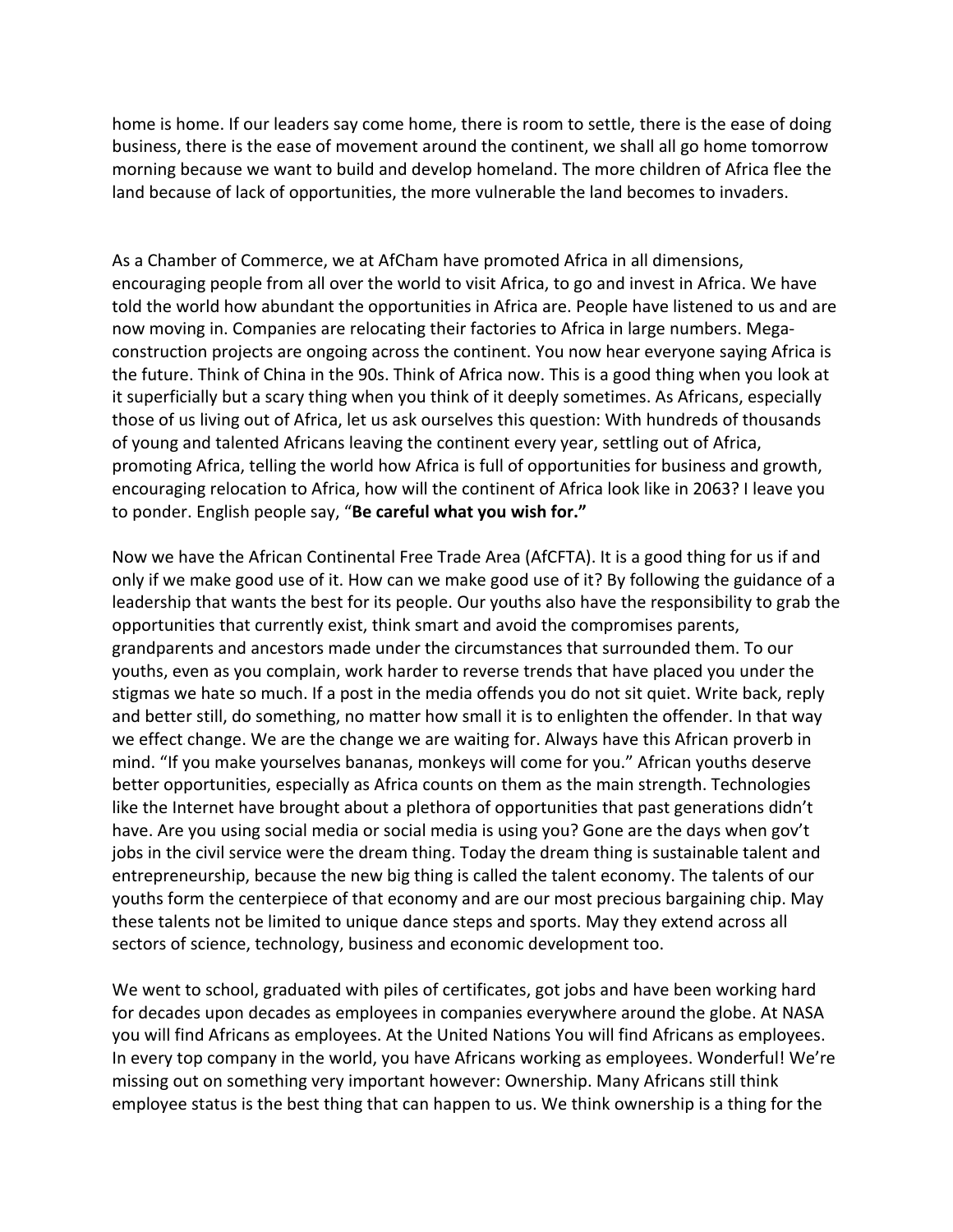home is home. If our leaders say come home, there is room to settle, there is the ease of doing business, there is the ease of movement around the continent, we shall all go home tomorrow morning because we want to build and develop homeland. The more children of Africa flee the land because of lack of opportunities, the more vulnerable the land becomes to invaders.

As a Chamber of Commerce, we at AfCham have promoted Africa in all dimensions, encouraging people from all over the world to visit Africa, to go and invest in Africa. We have told the world how abundant the opportunities in Africa are. People have listened to us and are now moving in. Companies are relocating their factories to Africa in large numbers. Mega-construction projects are ongoing across the continent. You now hear everyone saying Africa is the future. Think of China in the 90s. Think of Africa now. This is a good thing when you look at it superficially but a scary thing when you think of it deeply sometimes. As Africans, especially those of us living out of Africa, let us ask ourselves this question: With hundreds of thousands of young and talented Africans leaving the continent every year, settling out of Africa, promoting Africa, telling the world how Africa is full of opportunities for business and growth, encouraging relocation to Africa, how will the continent of Africa look like in 2063? I leave you to ponder. English people say, "**Be careful what you wish for."**

Now we have the African Continental Free Trade Area (AfCFTA). It is a good thing for us if and only if we make good use of it. How can we make good use of it? By following the guidance of a leadership that wants the best for its people. Our youths also have the responsibility to grab the opportunities that currently exist, think smart and avoid the compromises parents, grandparents and ancestors made under the circumstances that surrounded them. To our youths, even as you complain, work harder to reverse trends that have placed you under the stigmas we hate so much. If a post in the media offends you do not sit quiet. Write back, reply and better still, do something, no matter how small it is to enlighten the offender. In that way we effect change. We are the change we are waiting for. Always have this African proverb in mind. "If you make yourselves bananas, monkeys will come for you." African youths deserve better opportunities, especially as Africa counts on them as the main strength. Technologies like the Internet have brought about a plethora of opportunities that past generations didn't have. Are you using social media or social media is using you? Gone are the days when gov't jobs in the civil service were the dream thing. Today the dream thing is sustainable talent and entrepreneurship, because the new big thing is called the talent economy. The talents of our youths form the centerpiece of that economy and are our most precious bargaining chip. May these talents not be limited to unique dance steps and sports. May they extend across all sectors of science, technology, business and economic development too.

We went to school, graduated with piles of certificates, got jobs and have been working hard for decades upon decades as employees in companies everywhere around the globe. At NASA you will find Africans as employees. At the United Nations You will find Africans as employees. In every top company in the world, you have Africans working as employees. Wonderful! We're missing out on something very important however: Ownership. Many Africans still think employee status is the best thing that can happen to us. We think ownership is a thing for the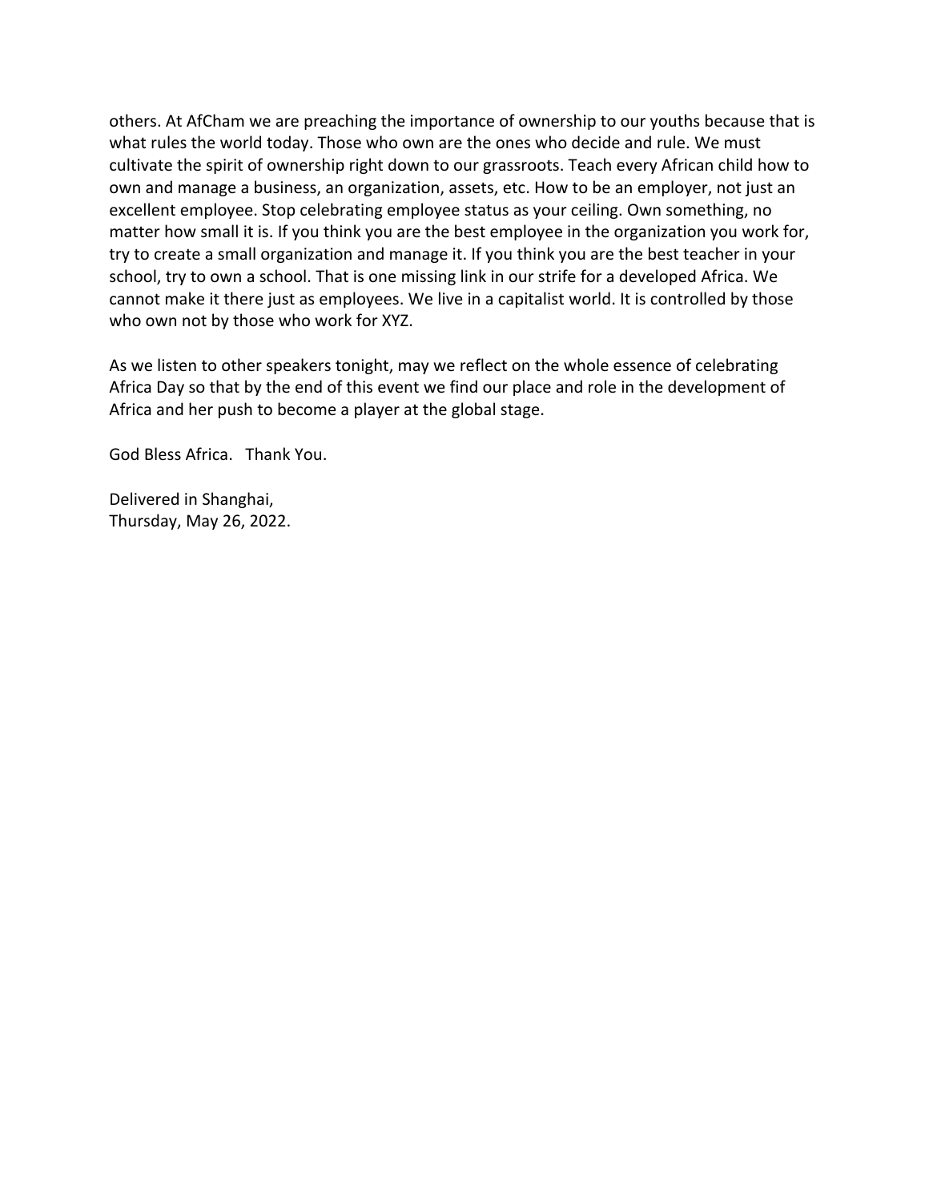others. At AfCham we are preaching the importance of ownership to our youths because that is what rules the world today. Those who own are the ones who decide and rule. We must cultivate the spirit of ownership right down to our grassroots. Teach every African child how to own and manage a business, an organization, assets, etc. How to be an employer, not just an excellent employee. Stop celebrating employee status as your ceiling. Own something, no matter how small it is. If you think you are the best employee in the organization you work for, try to create a small organization and manage it. If you think you are the best teacher in your school, try to own a school. That is one missing link in our strife for a developed Africa. We cannot make it there just as employees. We live in a capitalist world. It is controlled by those who own not by those who work for XYZ.

As we listen to other speakers tonight, may we reflect on the whole essence of celebrating Africa Day so that by the end of this event we find our place and role in the development of Africa and her push to become a player at the global stage.

God Bless Africa.   Thank You.

Delivered in Shanghai,
Thursday, May 26, 2022.